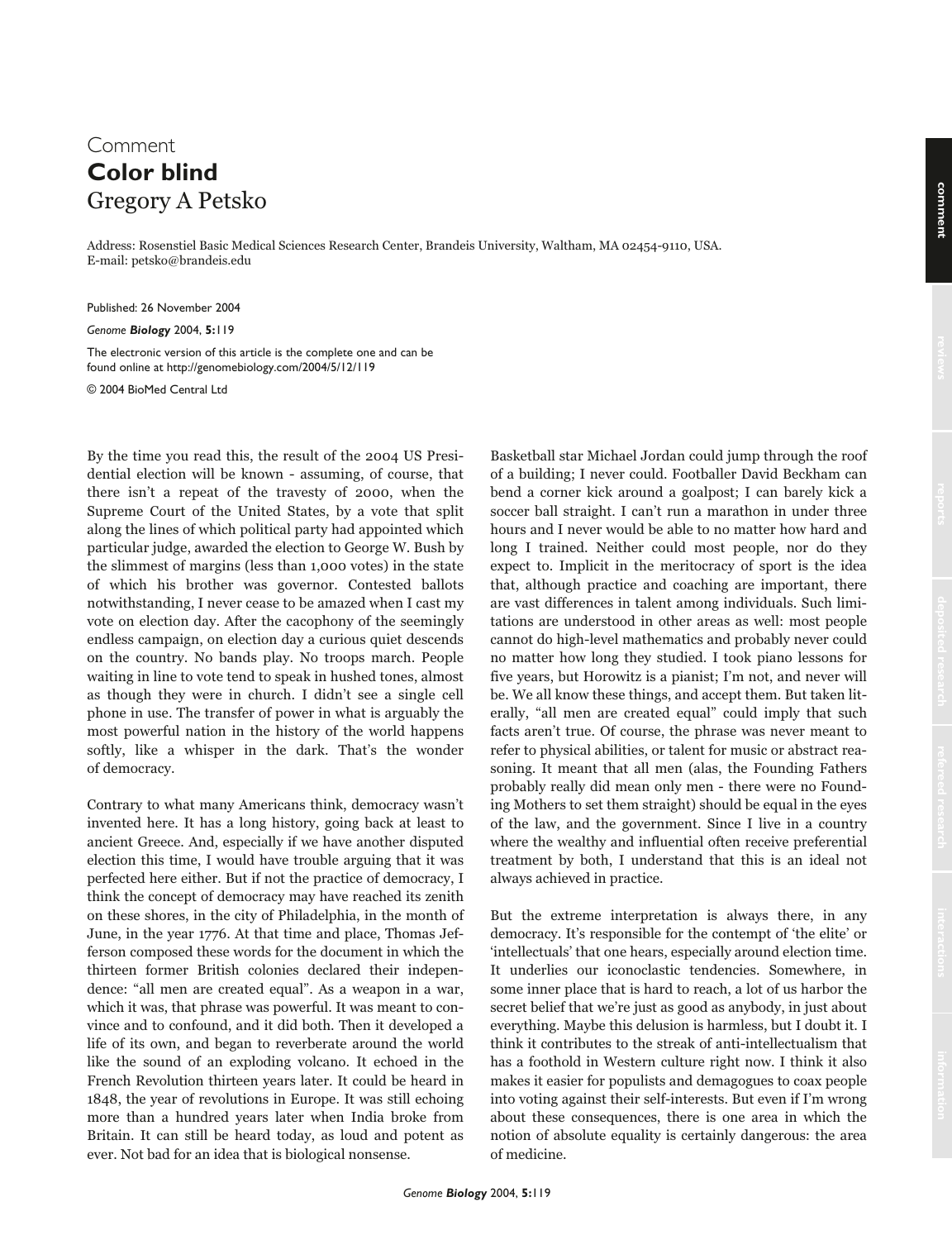Comment

# Color blind

Gregory A Petsko

Address: Rosenstiel Basic Medical Sciences Research Center, Brandeis University, Waltham, MA 02454-9110, USA.
E-mail: petsko@brandeis.edu

Published: 26 November 2004

*Genome Biology* 2004, **5:**119

The electronic version of this article is the complete one and can be found online at http://genomebiology.com/2004/5/12/119

© 2004 BioMed Central Ltd

By the time you read this, the result of the 2004 US Presidential election will be known - assuming, of course, that there isn't a repeat of the travesty of 2000, when the Supreme Court of the United States, by a vote that split along the lines of which political party had appointed which particular judge, awarded the election to George W. Bush by the slimmest of margins (less than 1,000 votes) in the state of which his brother was governor. Contested ballots notwithstanding, I never cease to be amazed when I cast my vote on election day. After the cacophony of the seemingly endless campaign, on election day a curious quiet descends on the country. No bands play. No troops march. People waiting in line to vote tend to speak in hushed tones, almost as though they were in church. I didn't see a single cell phone in use. The transfer of power in what is arguably the most powerful nation in the history of the world happens softly, like a whisper in the dark. That's the wonder of democracy.

Contrary to what many Americans think, democracy wasn't invented here. It has a long history, going back at least to ancient Greece. And, especially if we have another disputed election this time, I would have trouble arguing that it was perfected here either. But if not the practice of democracy, I think the concept of democracy may have reached its zenith on these shores, in the city of Philadelphia, in the month of June, in the year 1776. At that time and place, Thomas Jefferson composed these words for the document in which the thirteen former British colonies declared their independence: "all men are created equal". As a weapon in a war, which it was, that phrase was powerful. It was meant to convince and to confound, and it did both. Then it developed a life of its own, and began to reverberate around the world like the sound of an exploding volcano. It echoed in the French Revolution thirteen years later. It could be heard in 1848, the year of revolutions in Europe. It was still echoing more than a hundred years later when India broke from Britain. It can still be heard today, as loud and potent as ever. Not bad for an idea that is biological nonsense.

Basketball star Michael Jordan could jump through the roof of a building; I never could. Footballer David Beckham can bend a corner kick around a goalpost; I can barely kick a soccer ball straight. I can't run a marathon in under three hours and I never would be able to no matter how hard and long I trained. Neither could most people, nor do they expect to. Implicit in the meritocracy of sport is the idea that, although practice and coaching are important, there are vast differences in talent among individuals. Such limitations are understood in other areas as well: most people cannot do high-level mathematics and probably never could no matter how long they studied. I took piano lessons for five years, but Horowitz is a pianist; I'm not, and never will be. We all know these things, and accept them. But taken literally, "all men are created equal" could imply that such facts aren't true. Of course, the phrase was never meant to refer to physical abilities, or talent for music or abstract reasoning. It meant that all men (alas, the Founding Fathers probably really did mean only men - there were no Founding Mothers to set them straight) should be equal in the eyes of the law, and the government. Since I live in a country where the wealthy and influential often receive preferential treatment by both, I understand that this is an ideal not always achieved in practice.

But the extreme interpretation is always there, in any democracy. It's responsible for the contempt of 'the elite' or 'intellectuals' that one hears, especially around election time. It underlies our iconoclastic tendencies. Somewhere, in some inner place that is hard to reach, a lot of us harbor the secret belief that we're just as good as anybody, in just about everything. Maybe this delusion is harmless, but I doubt it. I think it contributes to the streak of anti-intellectualism that has a foothold in Western culture right now. I think it also makes it easier for populists and demagogues to coax people into voting against their self-interests. But even if I'm wrong about these consequences, there is one area in which the notion of absolute equality is certainly dangerous: the area of medicine.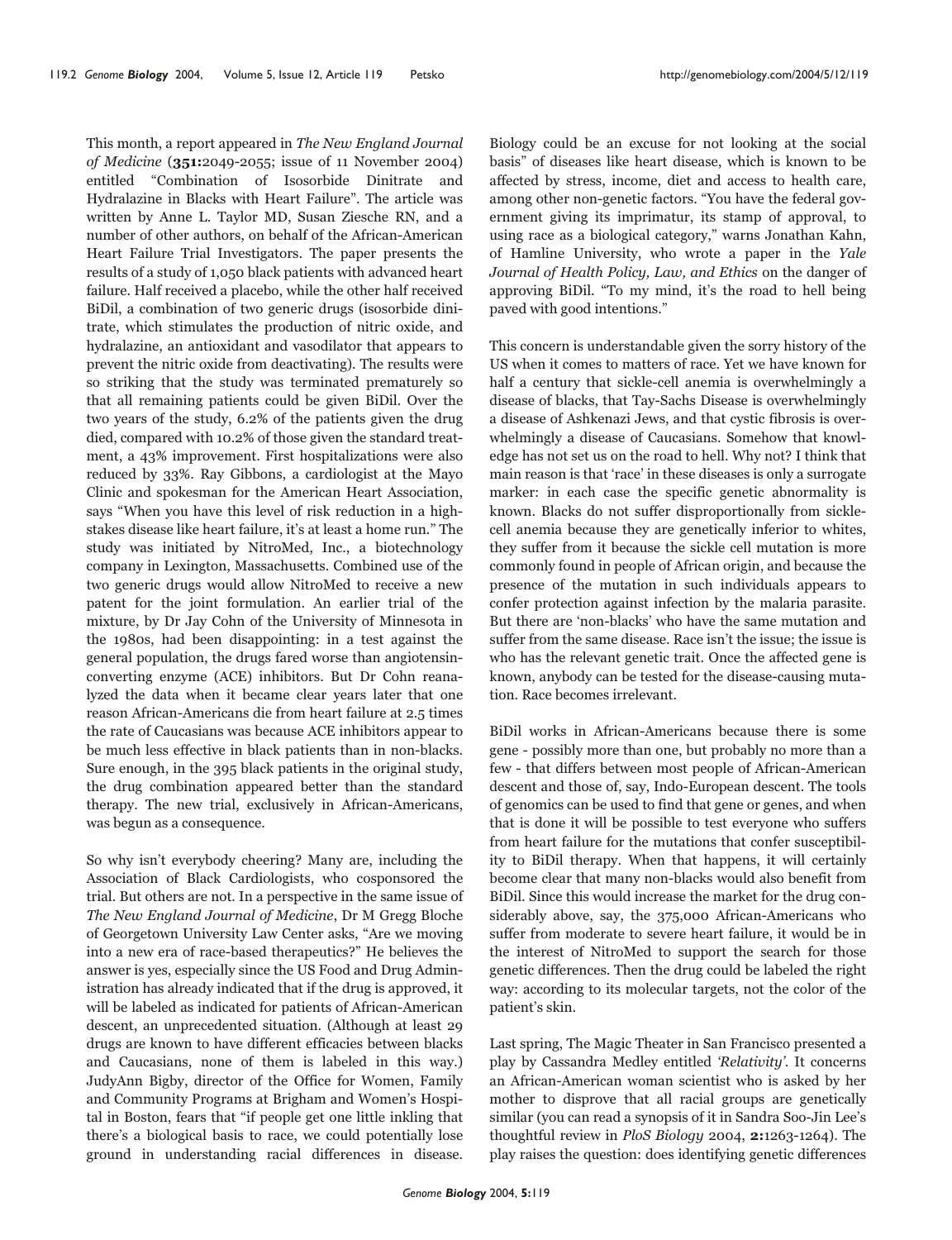This month, a report appeared in *The New England Journal of Medicine* (**351:**2049-2055; issue of 11 November 2004) entitled "Combination of Isosorbide Dinitrate and Hydralazine in Blacks with Heart Failure". The article was written by Anne L. Taylor MD, Susan Ziesche RN, and a number of other authors, on behalf of the African-American Heart Failure Trial Investigators. The paper presents the results of a study of 1,050 black patients with advanced heart failure. Half received a placebo, while the other half received BiDil, a combination of two generic drugs (isosorbide dinitrate, which stimulates the production of nitric oxide, and hydralazine, an antioxidant and vasodilator that appears to prevent the nitric oxide from deactivating). The results were so striking that the study was terminated prematurely so that all remaining patients could be given BiDil. Over the two years of the study, 6.2% of the patients given the drug died, compared with 10.2% of those given the standard treatment, a 43% improvement. First hospitalizations were also reduced by 33%. Ray Gibbons, a cardiologist at the Mayo Clinic and spokesman for the American Heart Association, says "When you have this level of risk reduction in a high-stakes disease like heart failure, it's at least a home run." The study was initiated by NitroMed, Inc., a biotechnology company in Lexington, Massachusetts. Combined use of the two generic drugs would allow NitroMed to receive a new patent for the joint formulation. An earlier trial of the mixture, by Dr Jay Cohn of the University of Minnesota in the 1980s, had been disappointing: in a test against the general population, the drugs fared worse than angiotensin-converting enzyme (ACE) inhibitors. But Dr Cohn reanalyzed the data when it became clear years later that one reason African-Americans die from heart failure at 2.5 times the rate of Caucasians was because ACE inhibitors appear to be much less effective in black patients than in non-blacks. Sure enough, in the 395 black patients in the original study, the drug combination appeared better than the standard therapy. The new trial, exclusively in African-Americans, was begun as a consequence.

So why isn't everybody cheering? Many are, including the Association of Black Cardiologists, who cosponsored the trial. But others are not. In a perspective in the same issue of *The New England Journal of Medicine*, Dr M Gregg Bloche of Georgetown University Law Center asks, "Are we moving into a new era of race-based therapeutics?" He believes the answer is yes, especially since the US Food and Drug Administration has already indicated that if the drug is approved, it will be labeled as indicated for patients of African-American descent, an unprecedented situation. (Although at least 29 drugs are known to have different efficacies between blacks and Caucasians, none of them is labeled in this way.) JudyAnn Bigby, director of the Office for Women, Family and Community Programs at Brigham and Women's Hospital in Boston, fears that "if people get one little inkling that there's a biological basis to race, we could potentially lose ground in understanding racial differences in disease. Biology could be an excuse for not looking at the social basis" of diseases like heart disease, which is known to be affected by stress, income, diet and access to health care, among other non-genetic factors. "You have the federal government giving its imprimatur, its stamp of approval, to using race as a biological category," warns Jonathan Kahn, of Hamline University, who wrote a paper in the *Yale Journal of Health Policy, Law, and Ethics* on the danger of approving BiDil. "To my mind, it's the road to hell being paved with good intentions."

This concern is understandable given the sorry history of the US when it comes to matters of race. Yet we have known for half a century that sickle-cell anemia is overwhelmingly a disease of blacks, that Tay-Sachs Disease is overwhelmingly a disease of Ashkenazi Jews, and that cystic fibrosis is overwhelmingly a disease of Caucasians. Somehow that knowledge has not set us on the road to hell. Why not? I think that main reason is that 'race' in these diseases is only a surrogate marker: in each case the specific genetic abnormality is known. Blacks do not suffer disproportionally from sickle-cell anemia because they are genetically inferior to whites, they suffer from it because the sickle cell mutation is more commonly found in people of African origin, and because the presence of the mutation in such individuals appears to confer protection against infection by the malaria parasite. But there are 'non-blacks' who have the same mutation and suffer from the same disease. Race isn't the issue; the issue is who has the relevant genetic trait. Once the affected gene is known, anybody can be tested for the disease-causing mutation. Race becomes irrelevant.

BiDil works in African-Americans because there is some gene - possibly more than one, but probably no more than a few - that differs between most people of African-American descent and those of, say, Indo-European descent. The tools of genomics can be used to find that gene or genes, and when that is done it will be possible to test everyone who suffers from heart failure for the mutations that confer susceptibility to BiDil therapy. When that happens, it will certainly become clear that many non-blacks would also benefit from BiDil. Since this would increase the market for the drug considerably above, say, the 375,000 African-Americans who suffer from moderate to severe heart failure, it would be in the interest of NitroMed to support the search for those genetic differences. Then the drug could be labeled the right way: according to its molecular targets, not the color of the patient's skin.

Last spring, The Magic Theater in San Francisco presented a play by Cassandra Medley entitled *'Relativity'*. It concerns an African-American woman scientist who is asked by her mother to disprove that all racial groups are genetically similar (you can read a synopsis of it in Sandra Soo-Jin Lee's thoughtful review in *PloS Biology* 2004, **2:**1263-1264). The play raises the question: does identifying genetic differences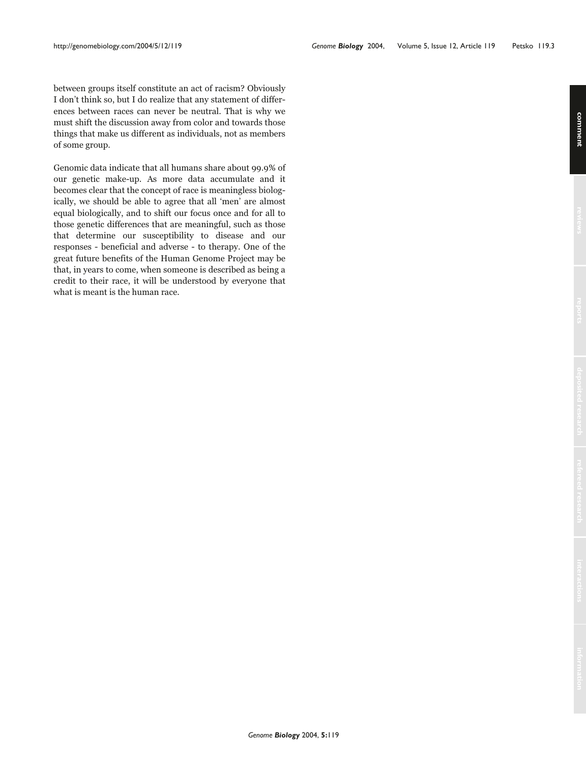between groups itself constitute an act of racism? Obviously I don't think so, but I do realize that any statement of differences between races can never be neutral. That is why we must shift the discussion away from color and towards those things that make us different as individuals, not as members of some group.

Genomic data indicate that all humans share about 99.9% of our genetic make-up. As more data accumulate and it becomes clear that the concept of race is meaningless biologically, we should be able to agree that all 'men' are almost equal biologically, and to shift our focus once and for all to those genetic differences that are meaningful, such as those that determine our susceptibility to disease and our responses - beneficial and adverse - to therapy. One of the great future benefits of the Human Genome Project may be that, in years to come, when someone is described as being a credit to their race, it will be understood by everyone that what is meant is the human race.